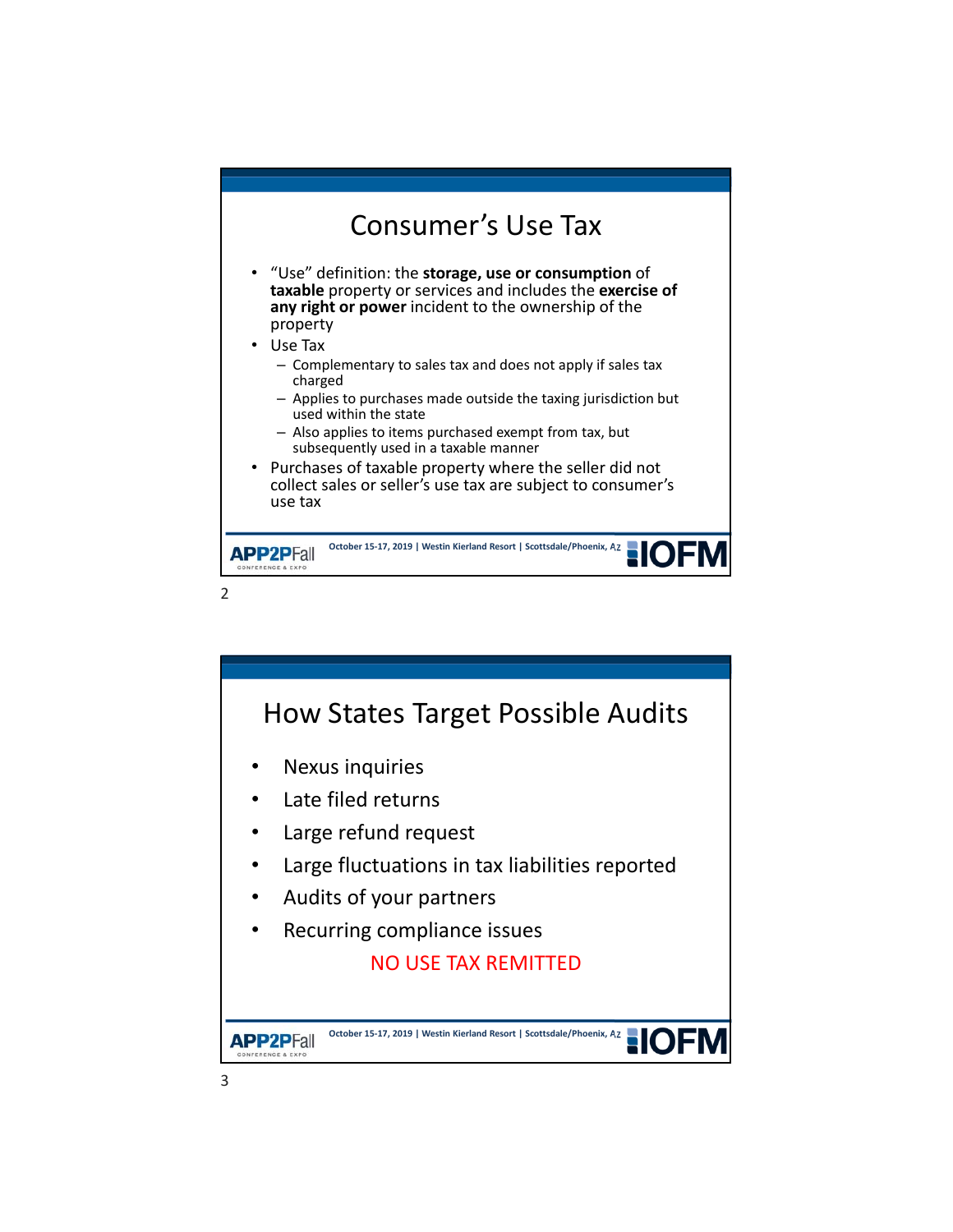# Consumer's Use Tax

- "Use" definition: the **storage, use or consumption** of **taxable** property or services and includes the **exercise of any right or power** incident to the ownership of the property
- Use Tax
  - Complementary to sales tax and does not apply if sales tax charged
  - Applies to purchases made outside the taxing jurisdiction but used within the state
  - Also applies to items purchased exempt from tax, but subsequently used in a taxable manner
- Purchases of taxable property where the seller did not collect sales or seller's use tax are subject to consumer's use tax

# How States Target Possible Audits

- Nexus inquiries
- Late filed returns
- Large refund request
- Large fluctuations in tax liabilities reported
- Audits of your partners
- Recurring compliance issues

NO USE TAX REMITTED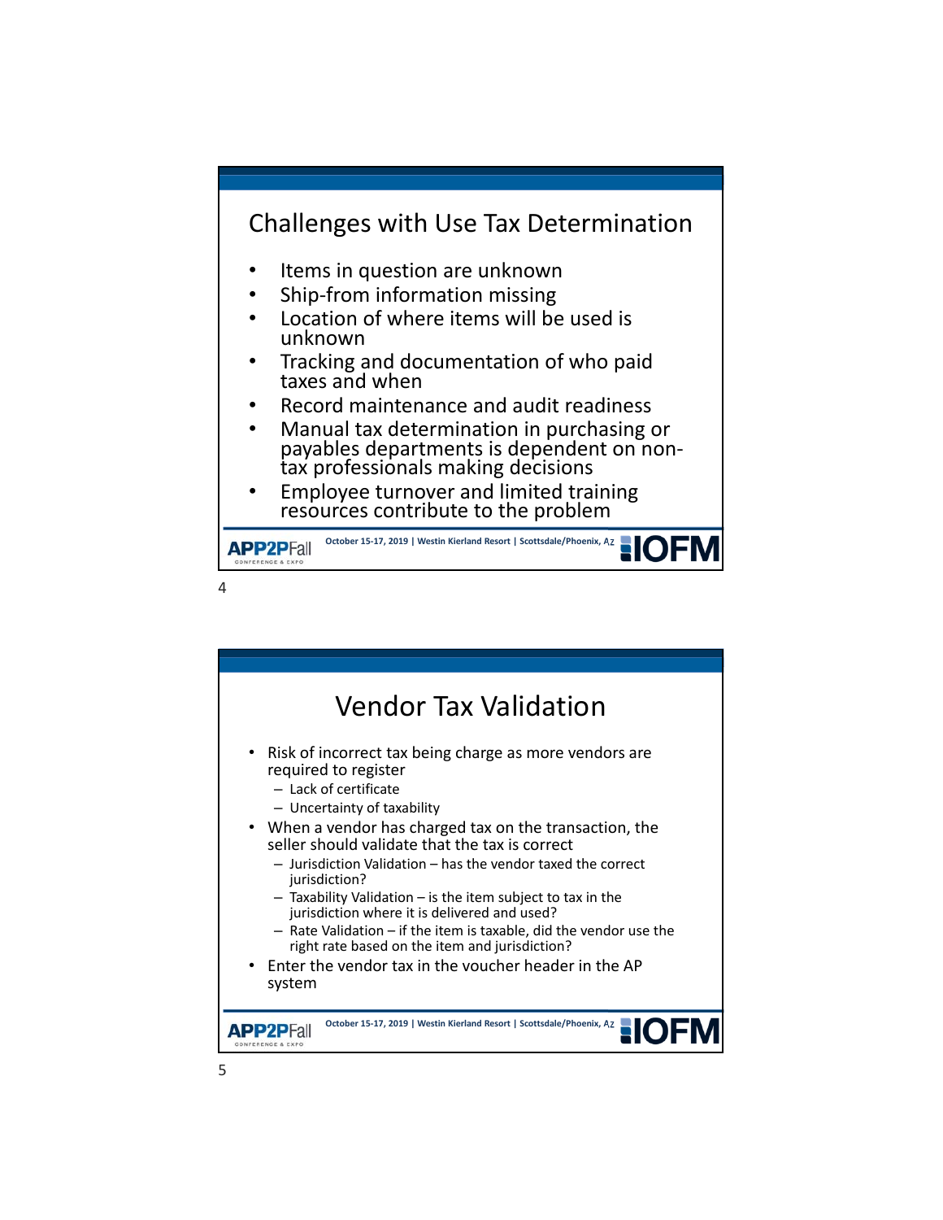## Challenges with Use Tax Determination

- Items in question are unknown
- Ship-from information missing
- Location of where items will be used is unknown
- Tracking and documentation of who paid taxes and when
- Record maintenance and audit readiness
- Manual tax determination in purchasing or payables departments is dependent on non-tax professionals making decisions
- Employee turnover and limited training resources contribute to the problem

## Vendor Tax Validation

- Risk of incorrect tax being charge as more vendors are required to register
  - Lack of certificate
  - Uncertainty of taxability
- When a vendor has charged tax on the transaction, the seller should validate that the tax is correct
  - Jurisdiction Validation – has the vendor taxed the correct jurisdiction?
  - Taxability Validation – is the item subject to tax in the jurisdiction where it is delivered and used?
  - Rate Validation – if the item is taxable, did the vendor use the right rate based on the item and jurisdiction?
- Enter the vendor tax in the voucher header in the AP system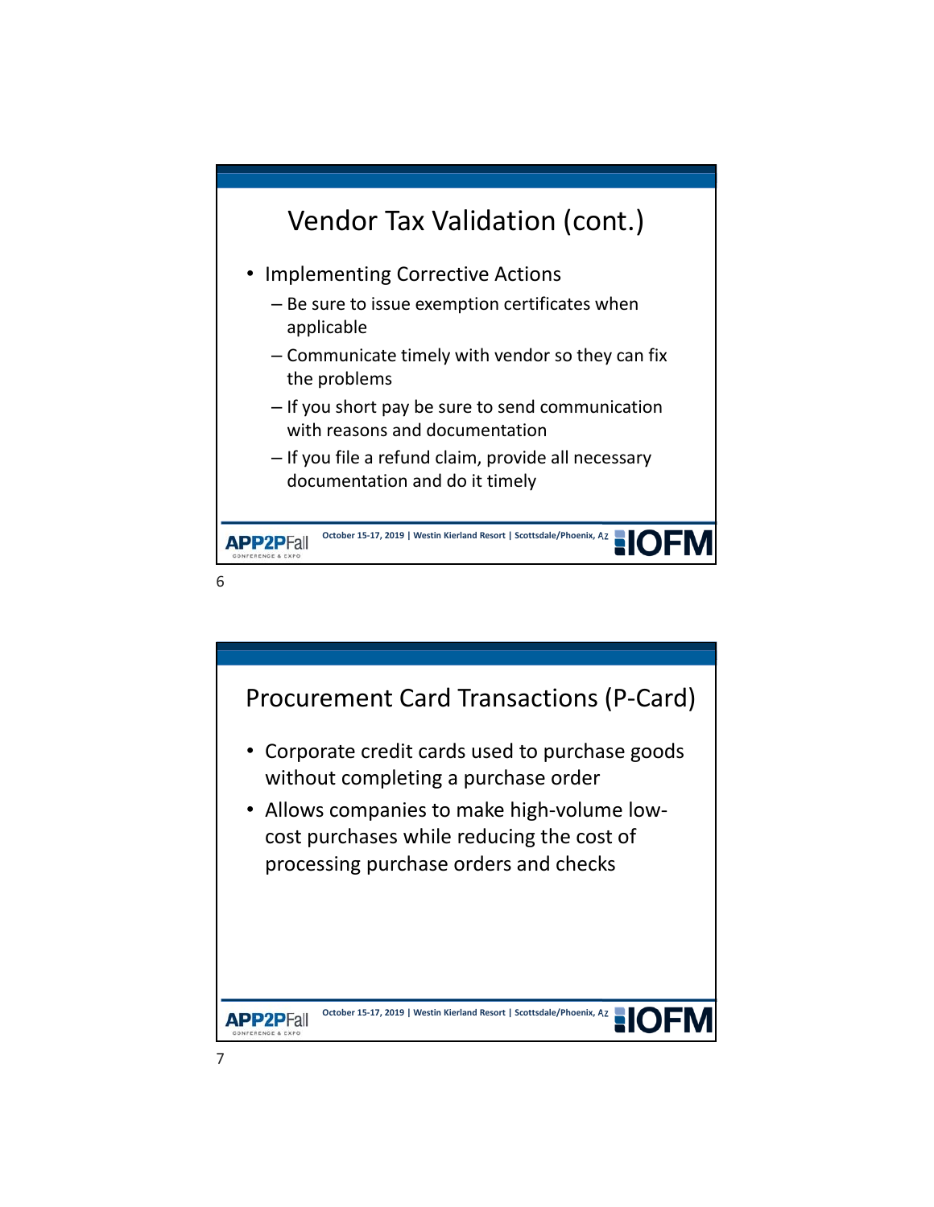## Vendor Tax Validation (cont.)

- Implementing Corrective Actions
  - Be sure to issue exemption certificates when applicable
  - Communicate timely with vendor so they can fix the problems
  - If you short pay be sure to send communication with reasons and documentation
  - If you file a refund claim, provide all necessary documentation and do it timely

## Procurement Card Transactions (P-Card)

- Corporate credit cards used to purchase goods without completing a purchase order
- Allows companies to make high-volume low-cost purchases while reducing the cost of processing purchase orders and checks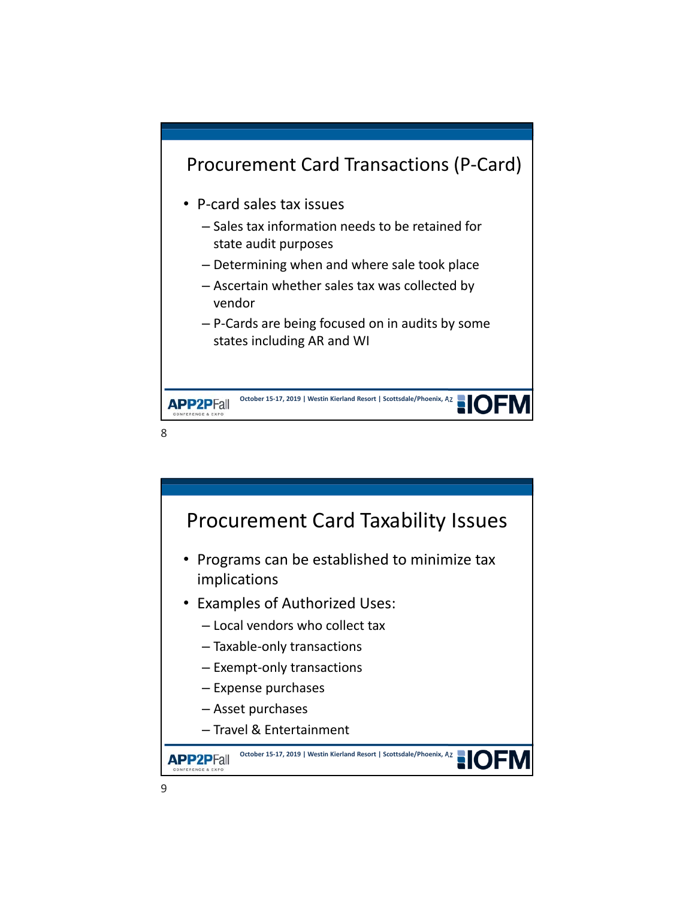## Procurement Card Transactions (P-Card)

- P-card sales tax issues
  - Sales tax information needs to be retained for state audit purposes
  - Determining when and where sale took place
  - Ascertain whether sales tax was collected by vendor
  - P-Cards are being focused on in audits by some states including AR and WI

## Procurement Card Taxability Issues

- Programs can be established to minimize tax implications
- Examples of Authorized Uses:
  - Local vendors who collect tax
  - Taxable-only transactions
  - Exempt-only transactions
  - Expense purchases
  - Asset purchases
  - Travel & Entertainment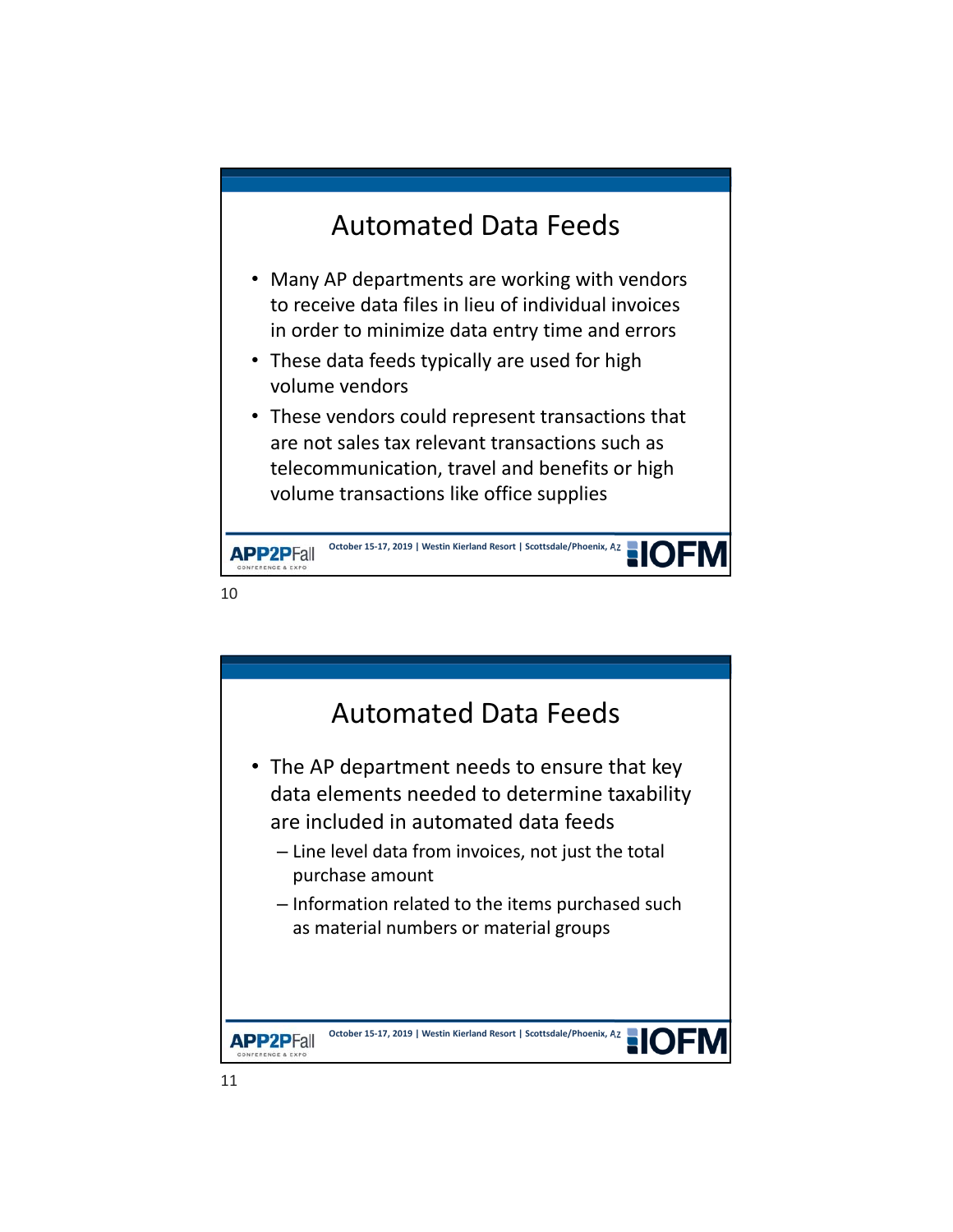## Automated Data Feeds

- Many AP departments are working with vendors to receive data files in lieu of individual invoices in order to minimize data entry time and errors
- These data feeds typically are used for high volume vendors
- These vendors could represent transactions that are not sales tax relevant transactions such as telecommunication, travel and benefits or high volume transactions like office supplies

## Automated Data Feeds

- The AP department needs to ensure that key data elements needed to determine taxability are included in automated data feeds
  - Line level data from invoices, not just the total purchase amount
  - Information related to the items purchased such as material numbers or material groups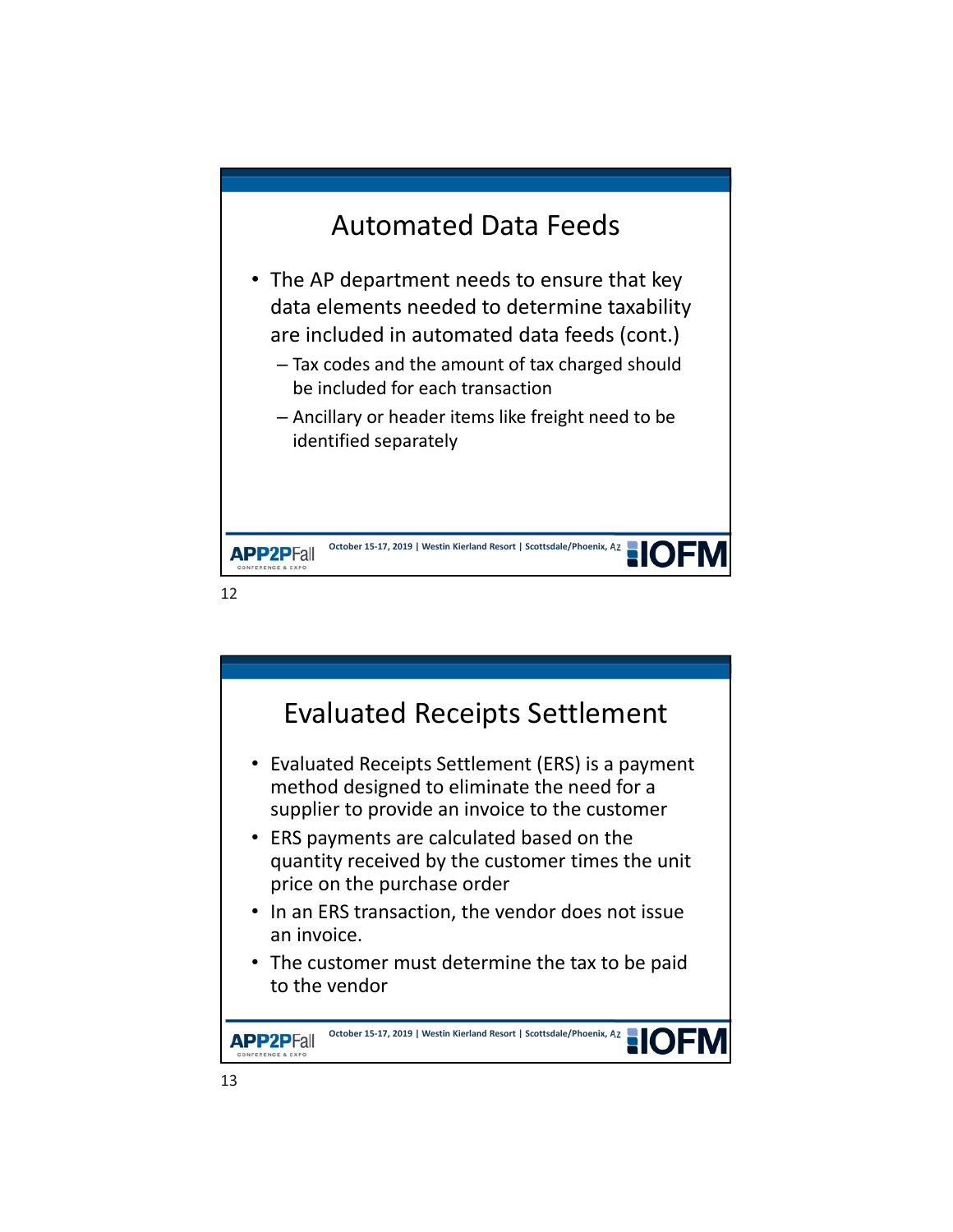## Automated Data Feeds

- The AP department needs to ensure that key data elements needed to determine taxability are included in automated data feeds (cont.)
  - Tax codes and the amount of tax charged should be included for each transaction
  - Ancillary or header items like freight need to be identified separately

## Evaluated Receipts Settlement

- Evaluated Receipts Settlement (ERS) is a payment method designed to eliminate the need for a supplier to provide an invoice to the customer
- ERS payments are calculated based on the quantity received by the customer times the unit price on the purchase order
- In an ERS transaction, the vendor does not issue an invoice.
- The customer must determine the tax to be paid to the vendor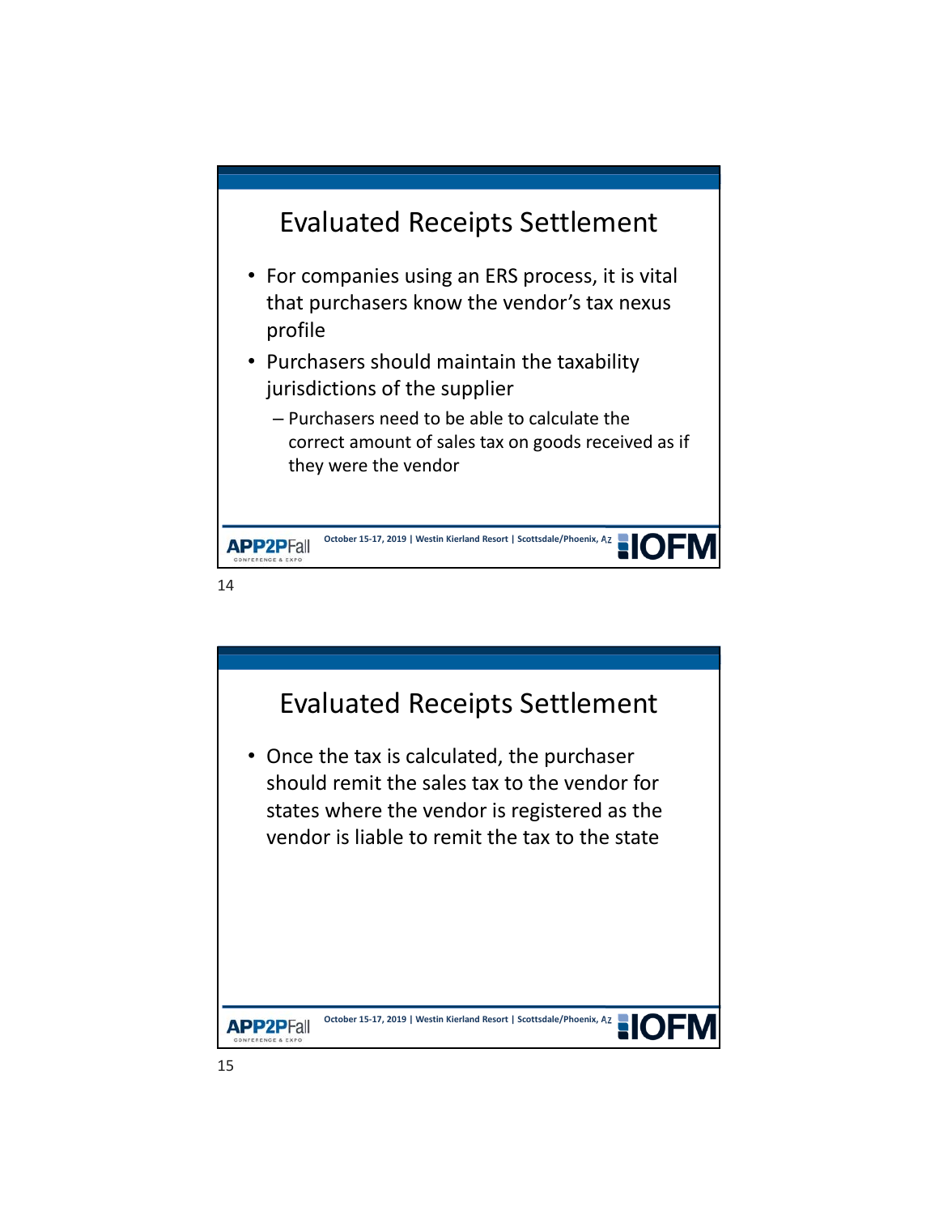## Evaluated Receipts Settlement

- For companies using an ERS process, it is vital that purchasers know the vendor's tax nexus profile
- Purchasers should maintain the taxability jurisdictions of the supplier
  - Purchasers need to be able to calculate the correct amount of sales tax on goods received as if they were the vendor

## Evaluated Receipts Settlement

- Once the tax is calculated, the purchaser should remit the sales tax to the vendor for states where the vendor is registered as the vendor is liable to remit the tax to the state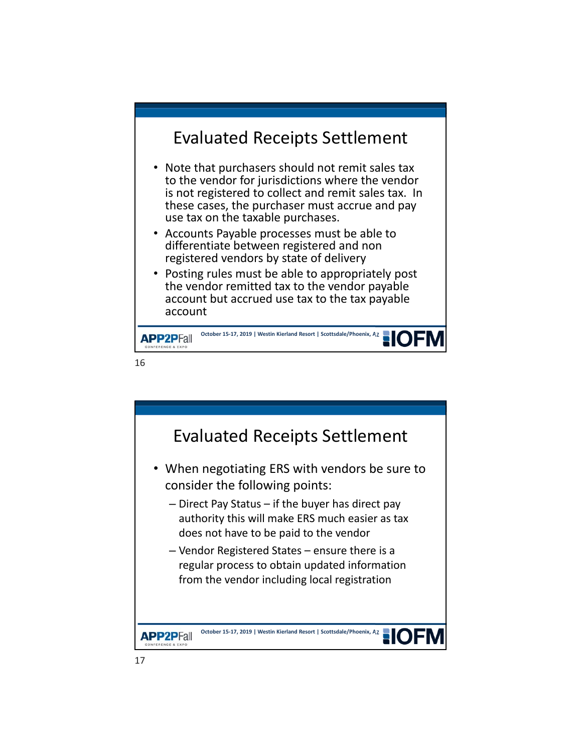# Evaluated Receipts Settlement

- Note that purchasers should not remit sales tax to the vendor for jurisdictions where the vendor is not registered to collect and remit sales tax. In these cases, the purchaser must accrue and pay use tax on the taxable purchases.
- Accounts Payable processes must be able to differentiate between registered and non registered vendors by state of delivery
- Posting rules must be able to appropriately post the vendor remitted tax to the vendor payable account but accrued use tax to the tax payable account

# Evaluated Receipts Settlement

- When negotiating ERS with vendors be sure to consider the following points:
  - Direct Pay Status – if the buyer has direct pay authority this will make ERS much easier as tax does not have to be paid to the vendor
  - Vendor Registered States – ensure there is a regular process to obtain updated information from the vendor including local registration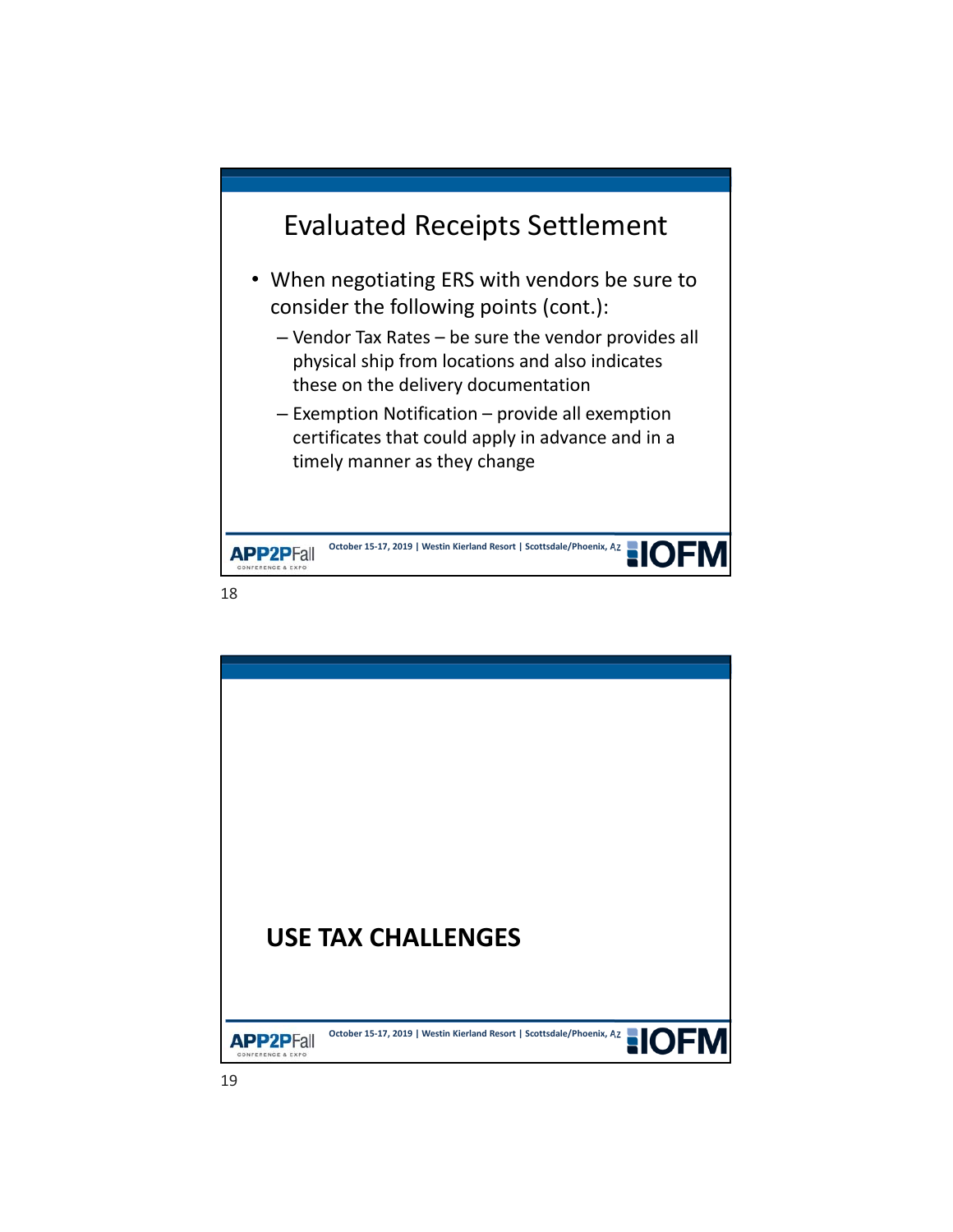# Evaluated Receipts Settlement

- When negotiating ERS with vendors be sure to consider the following points (cont.):
  - Vendor Tax Rates – be sure the vendor provides all physical ship from locations and also indicates these on the delivery documentation
  - Exemption Notification – provide all exemption certificates that could apply in advance and in a timely manner as they change

# USE TAX CHALLENGES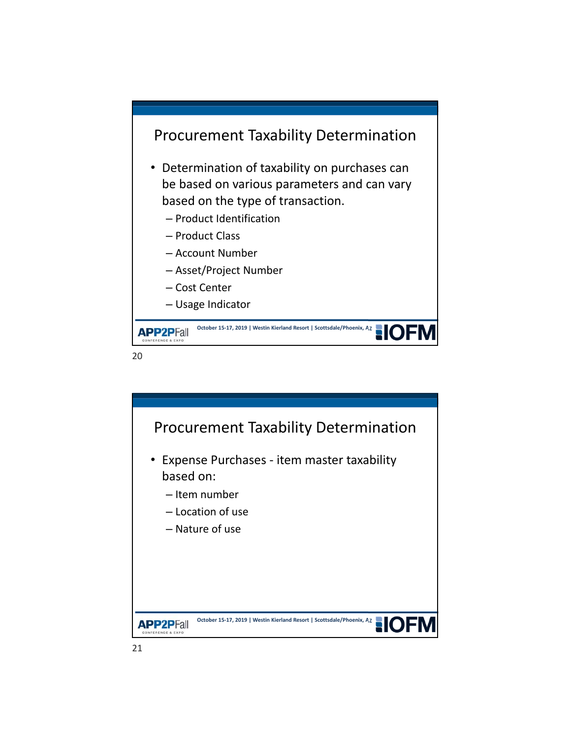## Procurement Taxability Determination

- Determination of taxability on purchases can be based on various parameters and can vary based on the type of transaction.
  - Product Identification
  - Product Class
  - Account Number
  - Asset/Project Number
  - Cost Center
  - Usage Indicator

## Procurement Taxability Determination

- Expense Purchases - item master taxability based on:
  - Item number
  - Location of use
  - Nature of use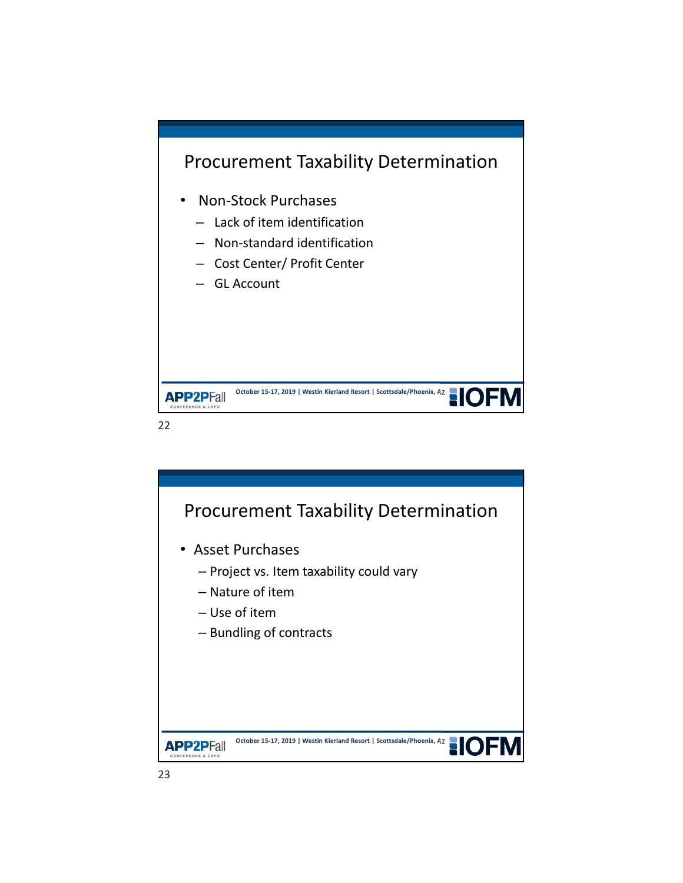## Procurement Taxability Determination

- Non-Stock Purchases
  - Lack of item identification
  - Non-standard identification
  - Cost Center/ Profit Center
  - GL Account

## Procurement Taxability Determination

- Asset Purchases
  - Project vs. Item taxability could vary
  - Nature of item
  - Use of item
  - Bundling of contracts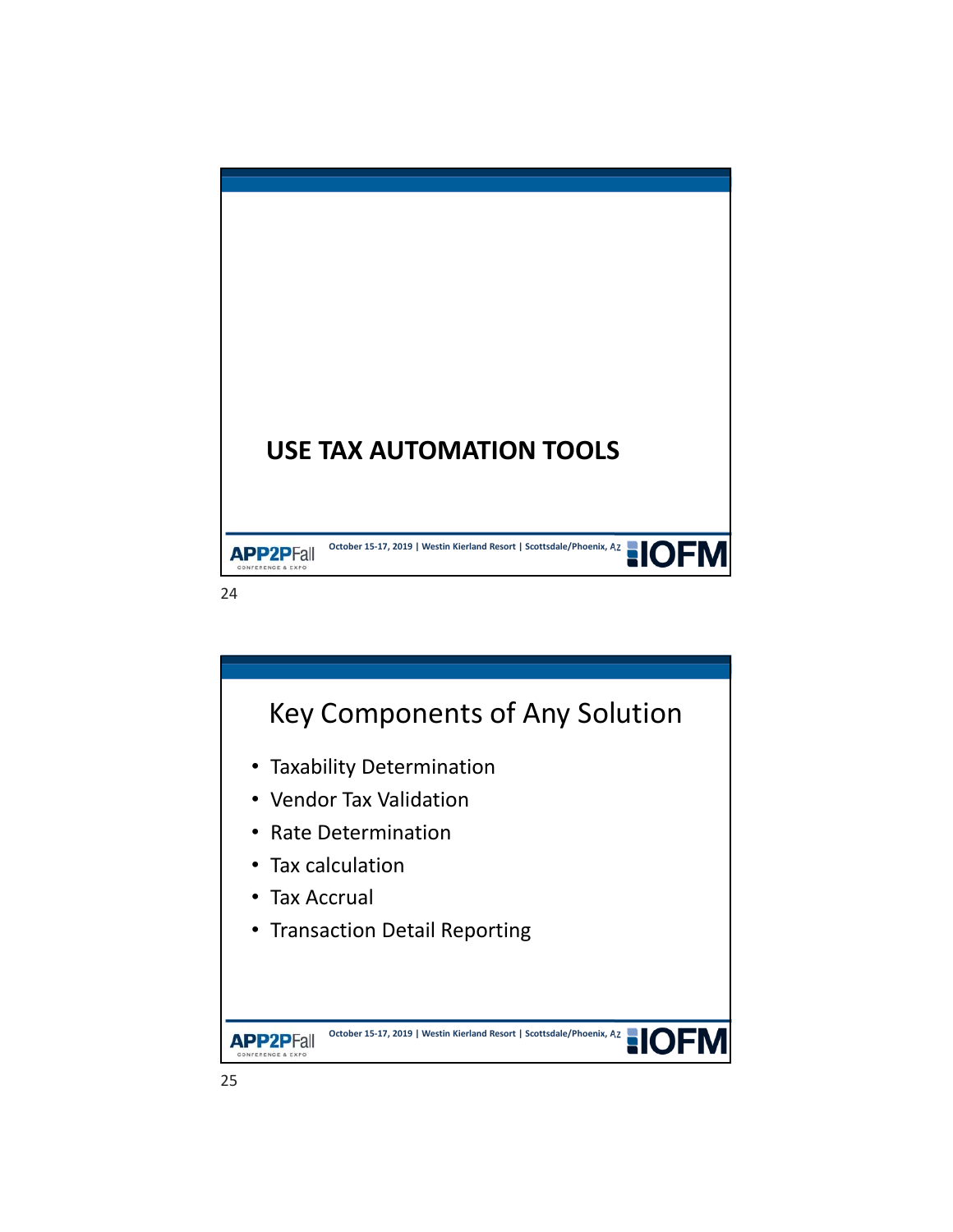# USE TAX AUTOMATION TOOLS

## Key Components of Any Solution

- Taxability Determination
- Vendor Tax Validation
- Rate Determination
- Tax calculation
- Tax Accrual
- Transaction Detail Reporting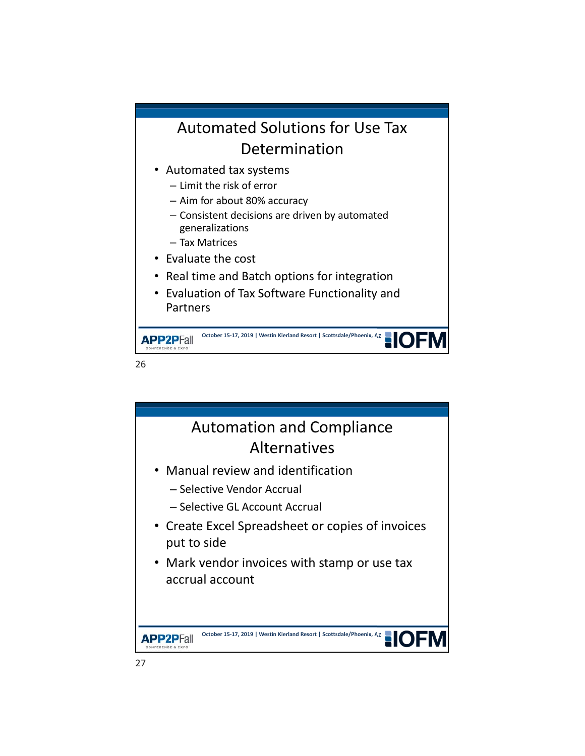## Automated Solutions for Use Tax Determination

- Automated tax systems
  - Limit the risk of error
  - Aim for about 80% accuracy
  - Consistent decisions are driven by automated generalizations
  - Tax Matrices
- Evaluate the cost
- Real time and Batch options for integration
- Evaluation of Tax Software Functionality and Partners

## Automation and Compliance Alternatives

- Manual review and identification
  - Selective Vendor Accrual
  - Selective GL Account Accrual
- Create Excel Spreadsheet or copies of invoices put to side
- Mark vendor invoices with stamp or use tax accrual account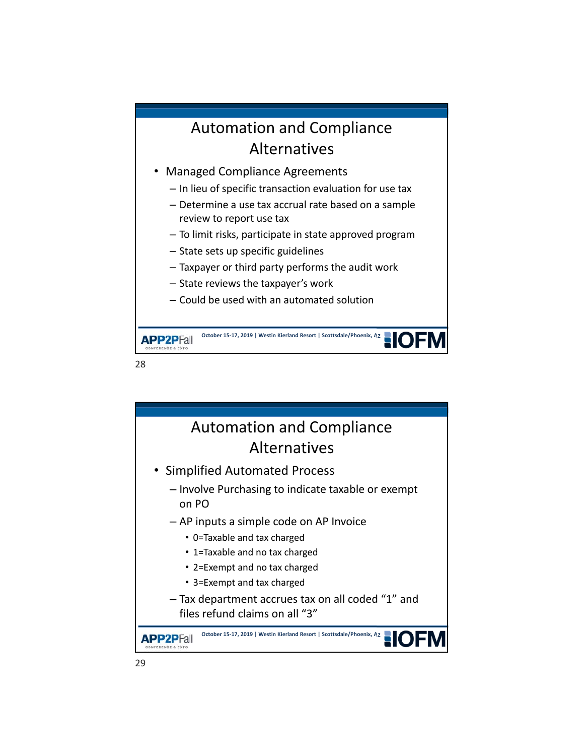## Automation and Compliance Alternatives

- Managed Compliance Agreements
  - In lieu of specific transaction evaluation for use tax
  - Determine a use tax accrual rate based on a sample review to report use tax
  - To limit risks, participate in state approved program
  - State sets up specific guidelines
  - Taxpayer or third party performs the audit work
  - State reviews the taxpayer's work
  - Could be used with an automated solution

## Automation and Compliance Alternatives

- Simplified Automated Process
  - Involve Purchasing to indicate taxable or exempt on PO
  - AP inputs a simple code on AP Invoice
    - 0=Taxable and tax charged
    - 1=Taxable and no tax charged
    - 2=Exempt and no tax charged
    - 3=Exempt and tax charged
  - Tax department accrues tax on all coded "1" and files refund claims on all "3"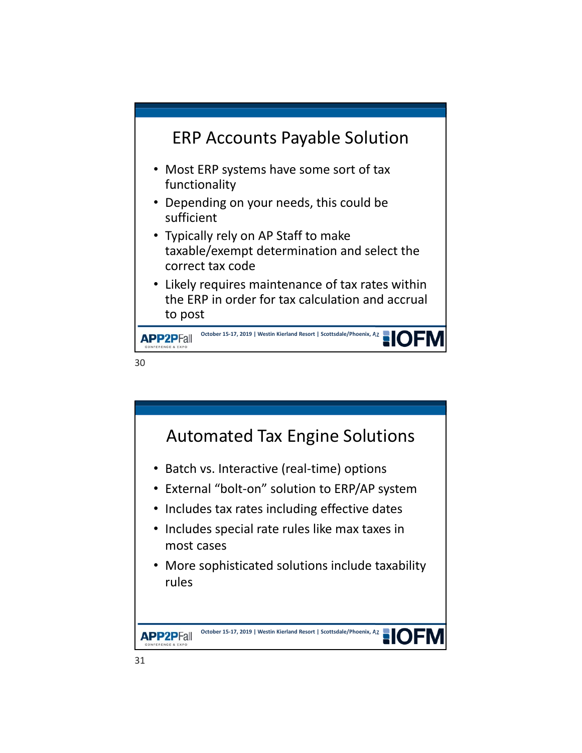## ERP Accounts Payable Solution

- Most ERP systems have some sort of tax functionality
- Depending on your needs, this could be sufficient
- Typically rely on AP Staff to make taxable/exempt determination and select the correct tax code
- Likely requires maintenance of tax rates within the ERP in order for tax calculation and accrual to post

## Automated Tax Engine Solutions

- Batch vs. Interactive (real-time) options
- External "bolt-on" solution to ERP/AP system
- Includes tax rates including effective dates
- Includes special rate rules like max taxes in most cases
- More sophisticated solutions include taxability rules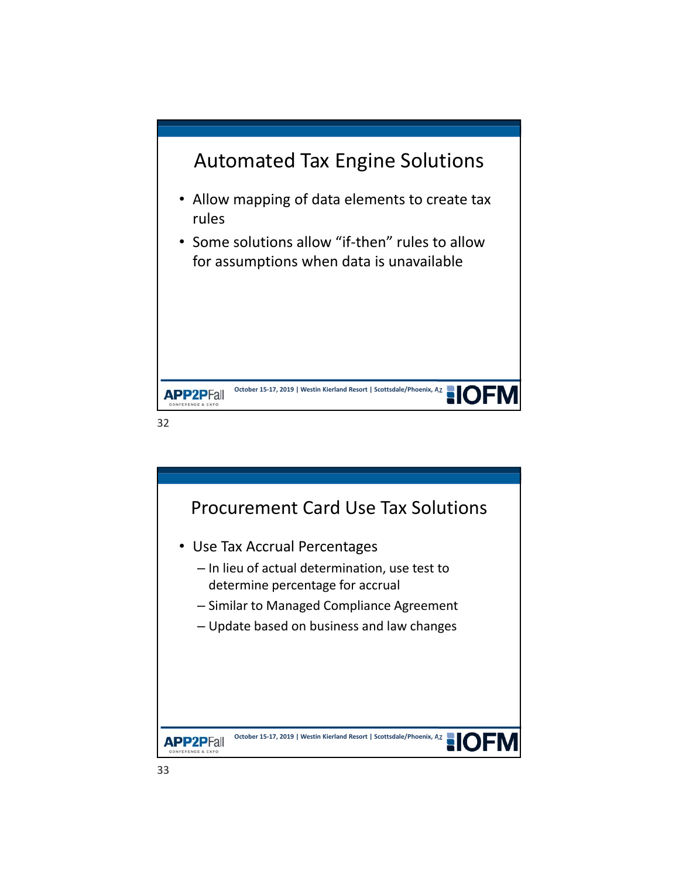## Automated Tax Engine Solutions

- Allow mapping of data elements to create tax rules
- Some solutions allow “if-then” rules to allow for assumptions when data is unavailable

## Procurement Card Use Tax Solutions

- Use Tax Accrual Percentages
  - In lieu of actual determination, use test to determine percentage for accrual
  - Similar to Managed Compliance Agreement
  - Update based on business and law changes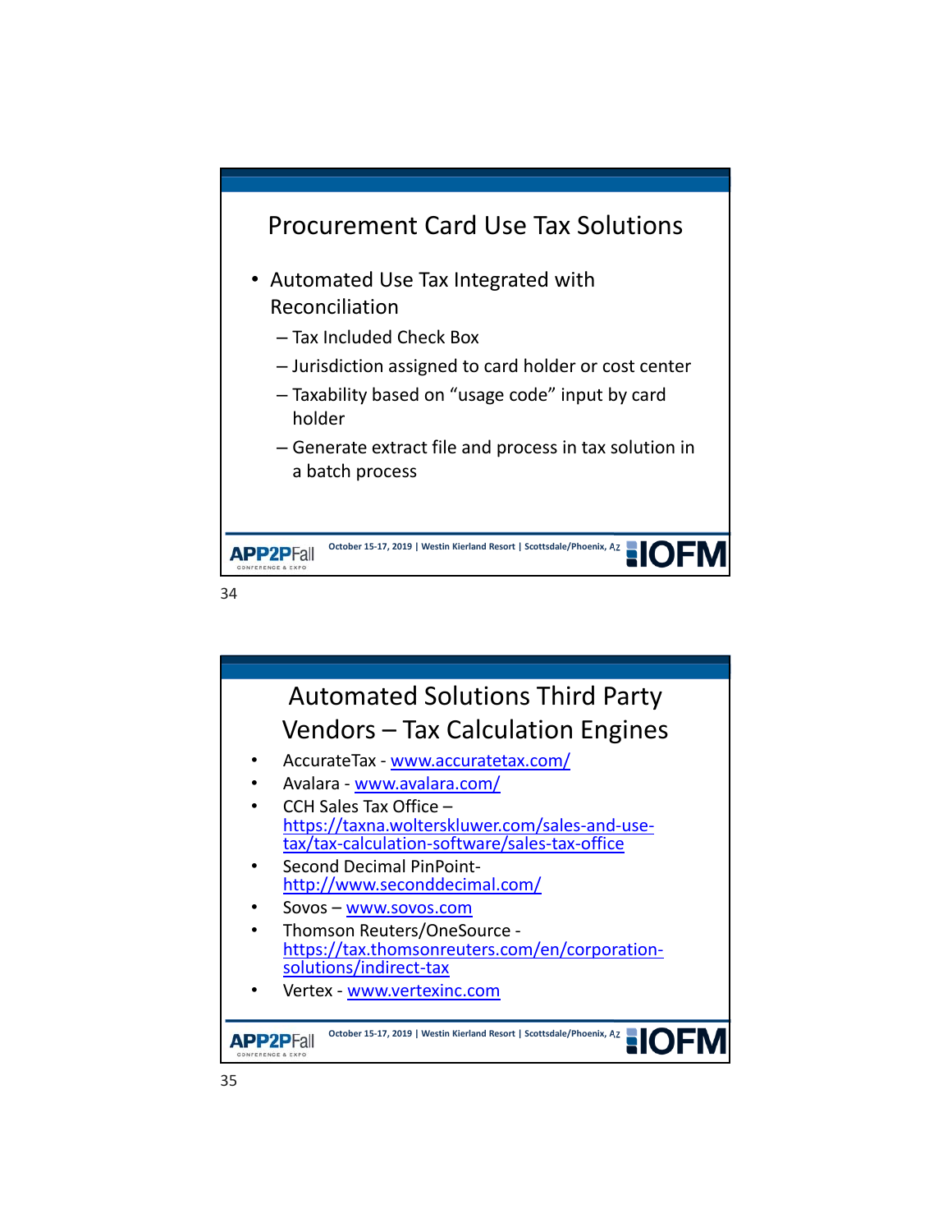## Procurement Card Use Tax Solutions

- Automated Use Tax Integrated with Reconciliation
  - Tax Included Check Box
  - Jurisdiction assigned to card holder or cost center
  - Taxability based on "usage code" input by card holder
  - Generate extract file and process in tax solution in a batch process

## Automated Solutions Third Party Vendors – Tax Calculation Engines

- AccurateTax - www.accuratetax.com/
- Avalara - www.avalara.com/
- CCH Sales Tax Office – https://taxna.wolterskluwer.com/sales-and-use-tax/tax-calculation-software/sales-tax-office
- Second Decimal PinPoint- http://www.seconddecimal.com/
- Sovos – www.sovos.com
- Thomson Reuters/OneSource - https://tax.thomsonreuters.com/en/corporation-solutions/indirect-tax
- Vertex - www.vertexinc.com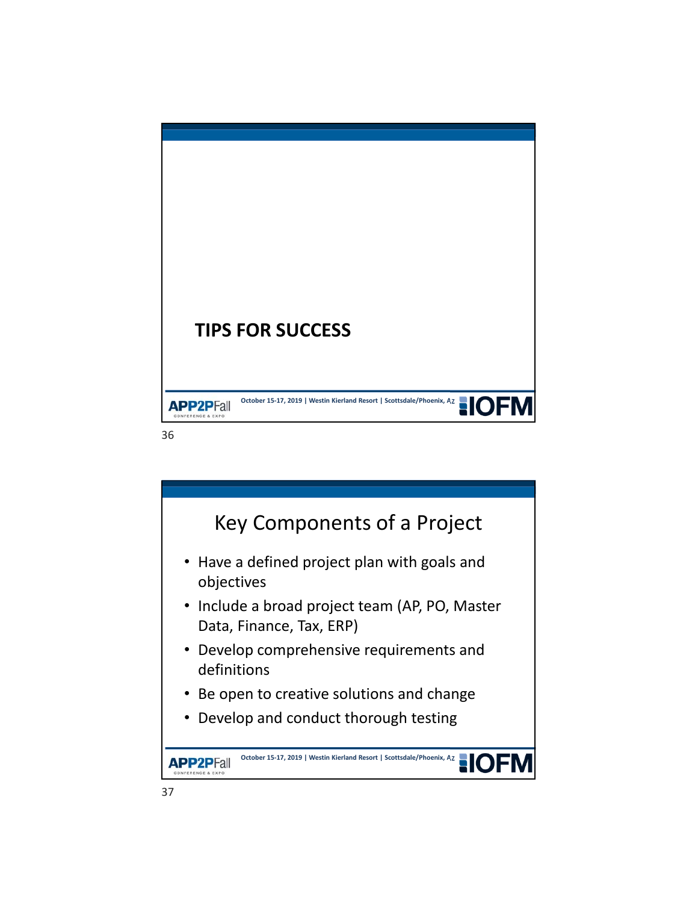## TIPS FOR SUCCESS

## Key Components of a Project

- Have a defined project plan with goals and objectives
- Include a broad project team (AP, PO, Master Data, Finance, Tax, ERP)
- Develop comprehensive requirements and definitions
- Be open to creative solutions and change
- Develop and conduct thorough testing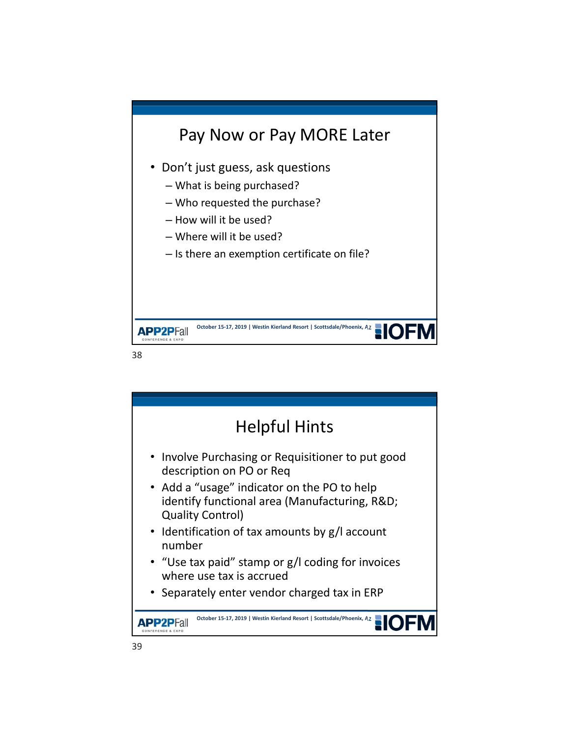## Pay Now or Pay MORE Later

- Don't just guess, ask questions
  - What is being purchased?
  - Who requested the purchase?
  - How will it be used?
  - Where will it be used?
  - Is there an exemption certificate on file?

## Helpful Hints

- Involve Purchasing or Requisitioner to put good description on PO or Req
- Add a "usage" indicator on the PO to help identify functional area (Manufacturing, R&D; Quality Control)
- Identification of tax amounts by g/l account number
- "Use tax paid" stamp or g/l coding for invoices where use tax is accrued
- Separately enter vendor charged tax in ERP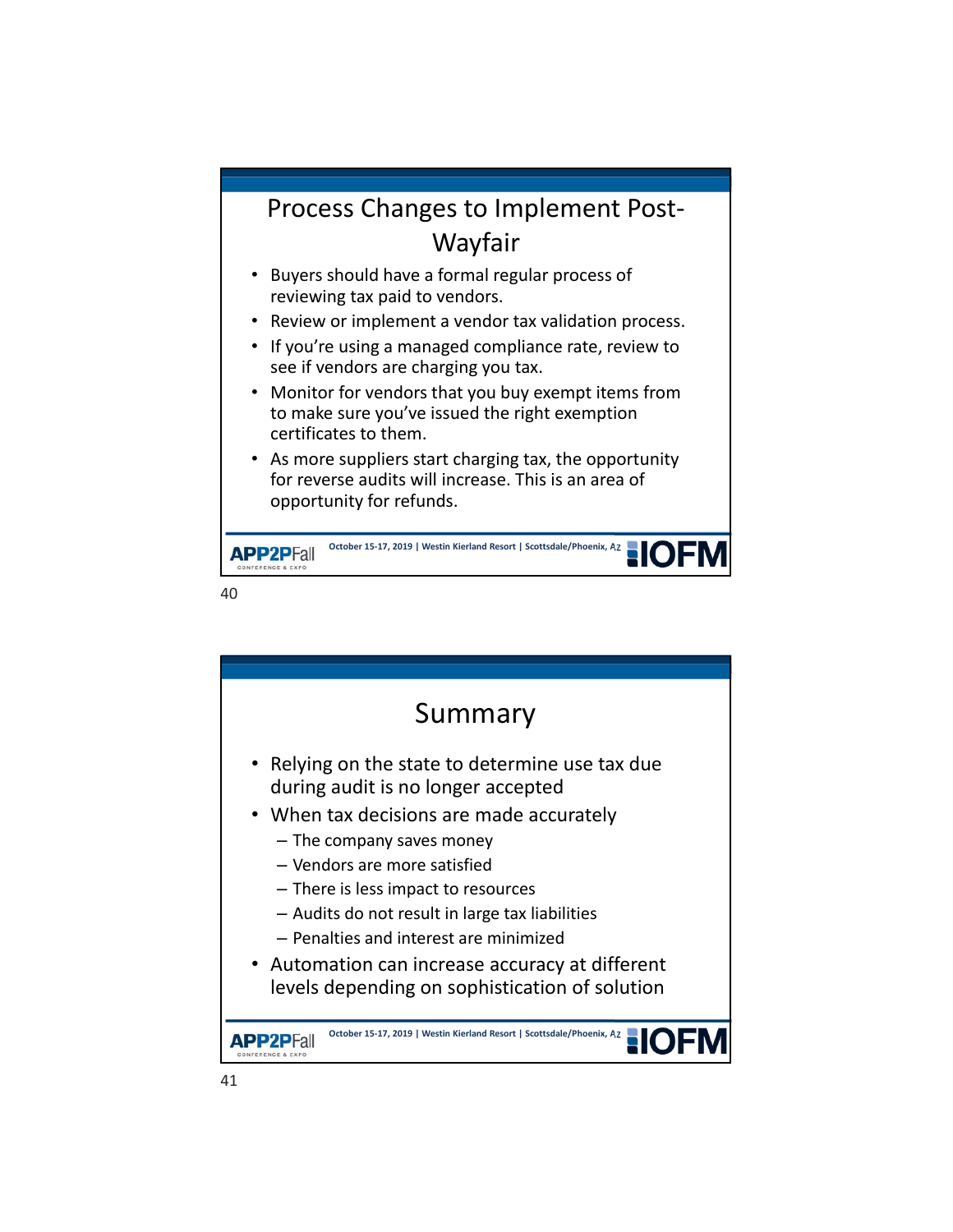## Process Changes to Implement Post-Wayfair

- Buyers should have a formal regular process of reviewing tax paid to vendors.
- Review or implement a vendor tax validation process.
- If you're using a managed compliance rate, review to see if vendors are charging you tax.
- Monitor for vendors that you buy exempt items from to make sure you've issued the right exemption certificates to them.
- As more suppliers start charging tax, the opportunity for reverse audits will increase. This is an area of opportunity for refunds.

## Summary

- Relying on the state to determine use tax due during audit is no longer accepted
- When tax decisions are made accurately
  - The company saves money
  - Vendors are more satisfied
  - There is less impact to resources
  - Audits do not result in large tax liabilities
  - Penalties and interest are minimized
- Automation can increase accuracy at different levels depending on sophistication of solution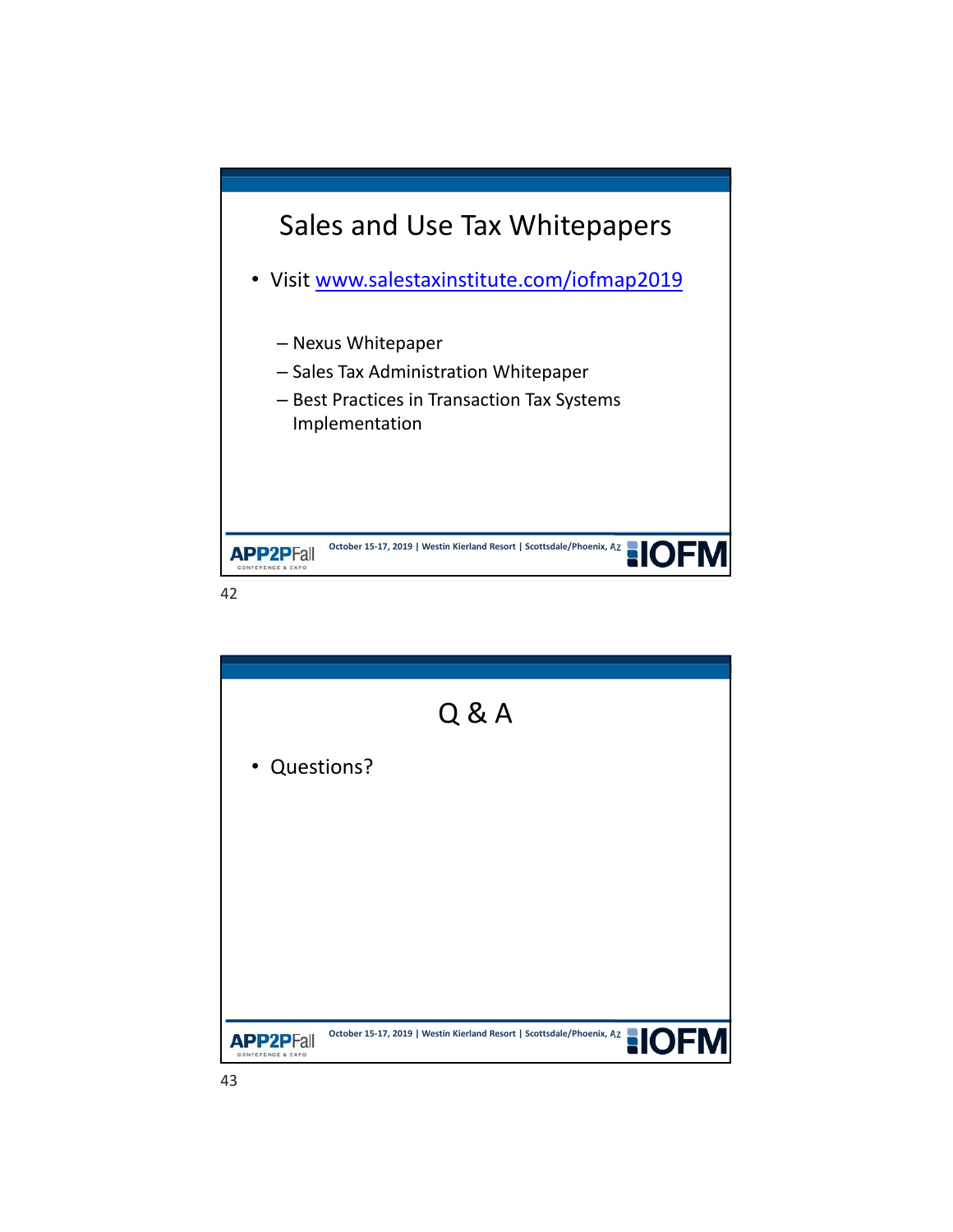# Sales and Use Tax Whitepapers

- Visit [www.salestaxinstitute.com/iofmap2019](www.salestaxinstitute.com/iofmap2019)
  - Nexus Whitepaper
  - Sales Tax Administration Whitepaper
  - Best Practices in Transaction Tax Systems Implementation

# Q & A

- Questions?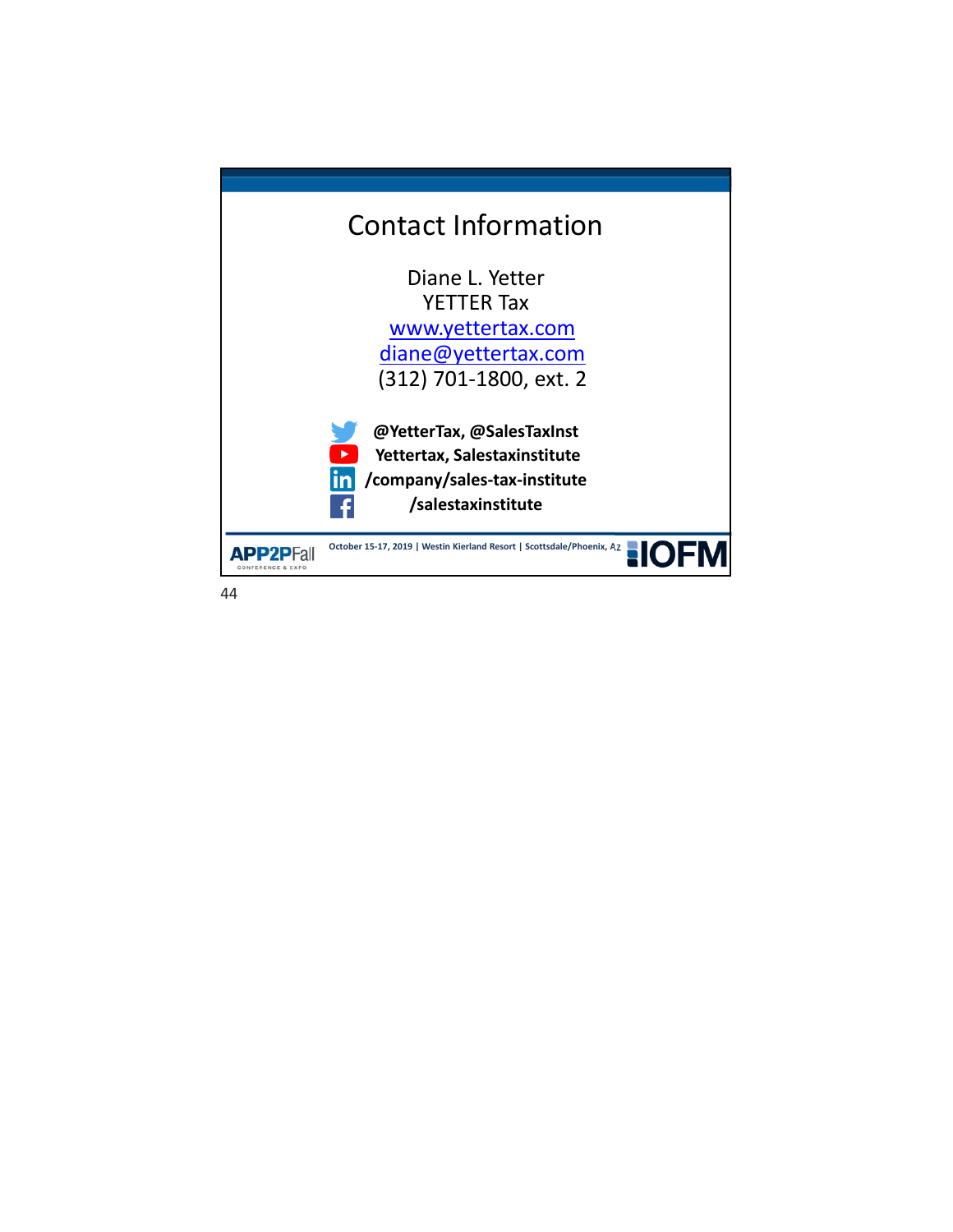# Contact Information

Diane L. Yetter
YETTER Tax
www.yettertax.com
diane@yettertax.com
(312) 701-1800, ext. 2

**@YetterTax, @SalesTaxInst**
**Yettertax, Salestaxinstitute**
**/company/sales-tax-institute**
**/salestaxinstitute**